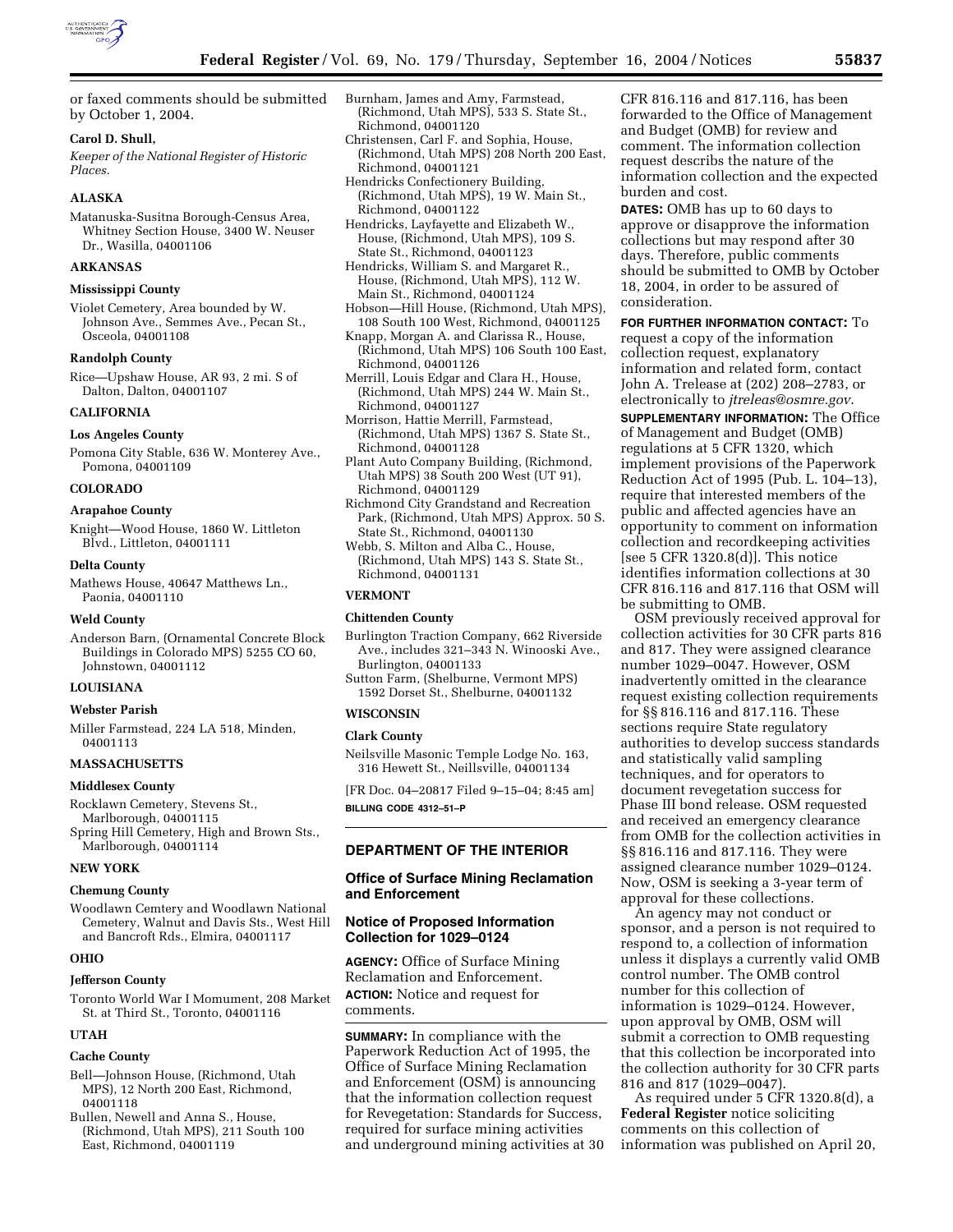or faxed comments should be submitted by October 1, 2004.

**Carol D. Shull,**

*Keeper of the National Register of Historic Places.*

**ALASKA**

Matanuska-Susitna Borough-Census Area, Whitney Section House, 3400 W. Neuser Dr., Wasilla, 04001106

**ARKANSAS**

**Mississippi County**

Violet Cemetery, Area bounded by W. Johnson Ave., Semmes Ave., Pecan St., Osceola, 04001108

**Randolph County**

Rice—Upshaw House, AR 93, 2 mi. S of Dalton, Dalton, 04001107

**CALIFORNIA**

**Los Angeles County**

Pomona City Stable, 636 W. Monterey Ave., Pomona, 04001109

**COLORADO**

**Arapahoe County**

Knight—Wood House, 1860 W. Littleton Blvd., Littleton, 04001111

**Delta County**

Mathews House, 40647 Matthews Ln., Paonia, 04001110

**Weld County**

Anderson Barn, (Ornamental Concrete Block Buildings in Colorado MPS) 5255 CO 60, Johnstown, 04001112

**LOUISIANA**

**Webster Parish**

Miller Farmstead, 224 LA 518, Minden, 04001113

**MASSACHUSETTS**

**Middlesex County**

Rocklawn Cemetery, Stevens St., Marlborough, 04001115

Spring Hill Cemetery, High and Brown Sts., Marlborough, 04001114

**NEW YORK**

**Chemung County**

Woodlawn Cemtery and Woodlawn National Cemetery, Walnut and Davis Sts., West Hill and Bancroft Rds., Elmira, 04001117

**OHIO**

**Jefferson County**

Toronto World War I Momument, 208 Market St. at Third St., Toronto, 04001116

**UTAH**

**Cache County**

Bell—Johnson House, (Richmond, Utah MPS), 12 North 200 East, Richmond, 04001118

Bullen, Newell and Anna S., House, (Richmond, Utah MPS), 211 South 100 East, Richmond, 04001119

Burnham, James and Amy, Farmstead, (Richmond, Utah MPS), 533 S. State St., Richmond, 04001120

Christensen, Carl F. and Sophia, House, (Richmond, Utah MPS) 208 North 200 East, Richmond, 04001121

Hendricks Confectionery Building, (Richmond, Utah MPS), 19 W. Main St., Richmond, 04001122

Hendricks, Layfayette and Elizabeth W., House, (Richmond, Utah MPS), 109 S. State St., Richmond, 04001123

Hendricks, William S. and Margaret R., House, (Richmond, Utah MPS), 112 W. Main St., Richmond, 04001124

Hobson—Hill House, (Richmond, Utah MPS), 108 South 100 West, Richmond, 04001125

Knapp, Morgan A. and Clarissa R., House, (Richmond, Utah MPS) 106 South 100 East, Richmond, 04001126

Merrill, Louis Edgar and Clara H., House, (Richmond, Utah MPS) 244 W. Main St., Richmond, 04001127

Morrison, Hattie Merrill, Farmstead, (Richmond, Utah MPS) 1367 S. State St., Richmond, 04001128

Plant Auto Company Building, (Richmond, Utah MPS) 38 South 200 West (UT 91), Richmond, 04001129

Richmond City Grandstand and Recreation Park, (Richmond, Utah MPS) Approx. 50 S. State St., Richmond, 04001130

Webb, S. Milton and Alba C., House, (Richmond, Utah MPS) 143 S. State St., Richmond, 04001131

**VERMONT**

**Chittenden County**

Burlington Traction Company, 662 Riverside Ave., includes 321–333 N. Winooski Ave., Burlington, 04001133

Sutton Farm, (Shelburne, Vermont MPS) 1592 Dorset St., Shelburne, 04001132

**WISCONSIN**

**Clark County**

Neilsville Masonic Temple Lodge No. 163, 316 Hewett St., Neillsville, 04001134

[FR Doc. 04–20817 Filed 9–15–04; 8:45 am]

**BILLING CODE 4312–51–P**

## DEPARTMENT OF THE INTERIOR

### Office of Surface Mining Reclamation and Enforcement

### Notice of Proposed Information Collection for 1029–0124

**AGENCY:** Office of Surface Mining Reclamation and Enforcement.

**ACTION:** Notice and request for comments.

**SUMMARY:** In compliance with the Paperwork Reduction Act of 1995, the Office of Surface Mining Reclamation and Enforcement (OSM) is announcing that the information collection request for Revegetation: Standards for Success, required for surface mining activities and underground mining activities at 30 CFR 816.116 and 817.116, has been forwarded to the Office of Management and Budget (OMB) for review and comment. The information collection request describs the nature of the information collection and the expected burden and cost.

**DATES:** OMB has up to 60 days to approve or disapprove the information collections but may respond after 30 days. Therefore, public comments should be submitted to OMB by October 18, 2004, in order to be assured of consideration.

**FOR FURTHER INFORMATION CONTACT:** To request a copy of the information collection request, explanatory information and related form, contact John A. Trelease at (202) 208–2783, or electronically to *jtreleas@osmre.gov*.

**SUPPLEMENTARY INFORMATION:** The Office of Management and Budget (OMB) regulations at 5 CFR 1320, which implement provisions of the Paperwork Reduction Act of 1995 (Pub. L. 104–13), require that interested members of the public and affected agencies have an opportunity to comment on information collection and recordkeeping activities [see 5 CFR 1320.8(d)]. This notice identifies information collections at 30 CFR 816.116 and 817.116 that OSM will be submitting to OMB.

OSM previously received approval for collection activities for 30 CFR parts 816 and 817. They were assigned clearance number 1029–0047. However, OSM inadvertently omitted in the clearance request existing collection requirements for §§ 816.116 and 817.116. These sections require State regulatory authorities to develop success standards and statistically valid sampling techniques, and for operators to document revegetation success for Phase III bond release. OSM requested and received an emergency clearance from OMB for the collection activities in §§ 816.116 and 817.116. They were assigned clearance number 1029–0124. Now, OSM is seeking a 3-year term of approval for these collections.

An agency may not conduct or sponsor, and a person is not required to respond to, a collection of information unless it displays a currently valid OMB control number. The OMB control number for this collection of information is 1029–0124. However, upon approval by OMB, OSM will submit a correction to OMB requesting that this collection be incorporated into the collection authority for 30 CFR parts 816 and 817 (1029–0047).

As required under 5 CFR 1320.8(d), a **Federal Register** notice soliciting comments on this collection of information was published on April 20,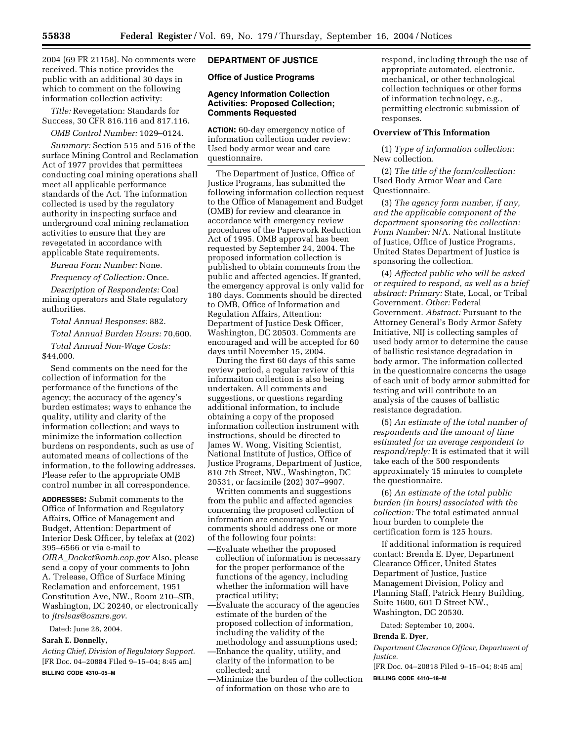2004 (69 FR 21158). No comments were received. This notice provides the public with an additional 30 days in which to comment on the following information collection activity:

*Title:* Revegetation: Standards for Success, 30 CFR 816.116 and 817.116.

*OMB Control Number:* 1029–0124.

*Summary:* Section 515 and 516 of the surface Mining Control and Reclamation Act of 1977 provides that permittees conducting coal mining operations shall meet all applicable performance standards of the Act. The information collected is used by the regulatory authority in inspecting surface and underground coal mining reclamation activities to ensure that they are revegetated in accordance with applicable State requirements.

*Bureau Form Number:* None.

*Frequency of Collection:* Once.

*Description of Respondents:* Coal mining operators and State regulatory authorities.

*Total Annual Responses:* 882.

*Total Annual Burden Hours:* 70,600.

*Total Annual Non-Wage Costs:* $44,000.

Send comments on the need for the collection of information for the performance of the functions of the agency; the accuracy of the agency's burden estimates; ways to enhance the quality, utility and clarity of the information collection; and ways to minimize the information collection burdens on respondents, such as use of automated means of collections of the information, to the following addresses. Please refer to the appropriate OMB control number in all correspondence.

**ADDRESSES:** Submit comments to the Office of Information and Regulatory Affairs, Office of Management and Budget, Attention: Department of Interior Desk Officer, by telefax at (202) 395–6566 or via e-mail to *OIRA_Docket@omb.eop.gov* Also, please send a copy of your comments to John A. Trelease, Office of Surface Mining Reclamation and enforcement, 1951 Constitution Ave, NW., Room 210–SIB, Washington, DC 20240, or electronically to *jtreleas@osmre.gov*.

Dated: June 28, 2004.

**Sarah E. Donnelly,**

*Acting Chief, Division of Regulatory Support.*

[FR Doc. 04–20884 Filed 9–15–04; 8:45 am]

**BILLING CODE 4310–05–M**

## DEPARTMENT OF JUSTICE

### Office of Justice Programs

### Agency Information Collection Activities: Proposed Collection; Comments Requested

**ACTION:** 60-day emergency notice of information collection under review: Used body armor wear and care questionnaire.

The Department of Justice, Office of Justice Programs, has submitted the following information collection request to the Office of Management and Budget (OMB) for review and clearance in accordance with emergency review procedures of the Paperwork Reduction Act of 1995. OMB approval has been requested by September 24, 2004. The proposed information collection is published to obtain comments from the public and affected agencies. If granted, the emergency approval is only valid for 180 days. Comments should be directed to OMB, Office of Information and Regulation Affairs, Attention: Department of Justice Desk Officer, Washington, DC 20503. Comments are encouraged and will be accepted for 60 days until November 15, 2004.

During the first 60 days of this same review period, a regular review of this informaiton collection is also being undertaken. All comments and suggestions, or questions regarding additional information, to include obtaining a copy of the proposed information collection instrument with instructions, should be directed to James W. Wong, Visiting Scientist, National Institute of Justice, Office of Justice Programs, Department of Justice, 810 7th Street, NW., Washington, DC 20531, or facsimile (202) 307–9907.

Written comments and suggestions from the public and affected agencies concerning the proposed collection of information are encouraged. Your comments should address one or more of the following four points:

—Evaluate whether the proposed collection of information is necessary for the proper performance of the functions of the agency, including whether the information will have practical utility;

—Evaluate the accuracy of the agencies estimate of the burden of the proposed collection of information, including the validity of the methodology and assumptions used;

—Enhance the quality, utility, and clarity of the information to be collected; and

—Minimize the burden of the collection of information on those who are to respond, including through the use of appropriate automated, electronic, mechanical, or other technological collection techniques or other forms of information technology, e.g., permitting electronic submission of responses.

**Overview of This Information**

(1) *Type of information collection:* New collection.

(2) *The title of the form/collection:* Used Body Armor Wear and Care Questionnaire.

(3) *The agency form number, if any, and the applicable component of the department sponsoring the collection: Form Number:* N/A. National Institute of Justice, Office of Justice Programs, United States Department of Justice is sponsoring the collection.

(4) *Affected public who will be asked or required to respond, as well as a brief abstract: Primary:* State, Local, or Tribal Government. *Other:* Federal Government. *Abstract:* Pursuant to the Attorney General's Body Armor Safety Initiative, NIJ is collecting samples of used body armor to determine the cause of ballistic resistance degradation in body armor. The information collected in the questionnaire concerns the usage of each unit of body armor submitted for testing and will contribute to an analysis of the causes of ballistic resistance degradation.

(5) *An estimate of the total number of respondents and the amount of time estimated for an average respondent to respond/reply:* It is estimated that it will take each of the 500 respondents approximately 15 minutes to complete the questionnaire.

(6) *An estimate of the total public burden (in hours) associated with the collection:* The total estimated annual hour burden to complete the certification form is 125 hours.

If additional information is required contact: Brenda E. Dyer, Department Clearance Officer, United States Department of Justice, Justice Management Division, Policy and Planning Staff, Patrick Henry Building, Suite 1600, 601 D Street NW., Washington, DC 20530.

Dated: September 10, 2004.

**Brenda E. Dyer,**

*Department Clearance Officer, Department of Justice.*

[FR Doc. 04–20818 Filed 9–15–04; 8:45 am]

**BILLING CODE 4410–18–M**